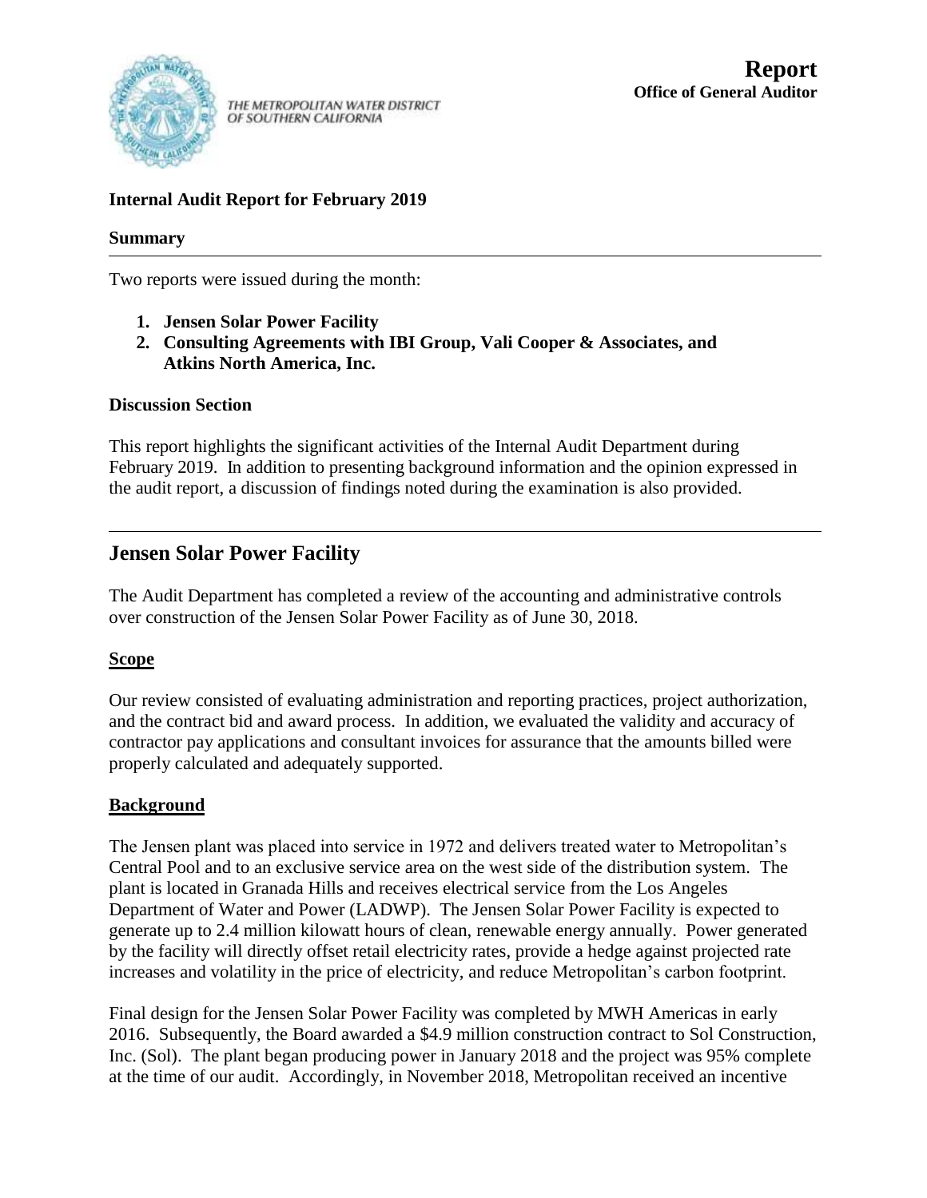THE METROPOLITAN WATER DISTRICT OF SOUTHERN CALIFORNIA

**Report**
**Office of General Auditor**

**Internal Audit Report for February 2019**

**Summary**

Two reports were issued during the month:

1. **Jensen Solar Power Facility**
2. **Consulting Agreements with IBI Group, Vali Cooper & Associates, and Atkins North America, Inc.**

**Discussion Section**

This report highlights the significant activities of the Internal Audit Department during February 2019. In addition to presenting background information and the opinion expressed in the audit report, a discussion of findings noted during the examination is also provided.

## Jensen Solar Power Facility

The Audit Department has completed a review of the accounting and administrative controls over construction of the Jensen Solar Power Facility as of June 30, 2018.

### Scope

Our review consisted of evaluating administration and reporting practices, project authorization, and the contract bid and award process. In addition, we evaluated the validity and accuracy of contractor pay applications and consultant invoices for assurance that the amounts billed were properly calculated and adequately supported.

### Background

The Jensen plant was placed into service in 1972 and delivers treated water to Metropolitan's Central Pool and to an exclusive service area on the west side of the distribution system. The plant is located in Granada Hills and receives electrical service from the Los Angeles Department of Water and Power (LADWP). The Jensen Solar Power Facility is expected to generate up to 2.4 million kilowatt hours of clean, renewable energy annually. Power generated by the facility will directly offset retail electricity rates, provide a hedge against projected rate increases and volatility in the price of electricity, and reduce Metropolitan's carbon footprint.

Final design for the Jensen Solar Power Facility was completed by MWH Americas in early 2016. Subsequently, the Board awarded a $4.9 million construction contract to Sol Construction, Inc. (Sol). The plant began producing power in January 2018 and the project was 95% complete at the time of our audit. Accordingly, in November 2018, Metropolitan received an incentive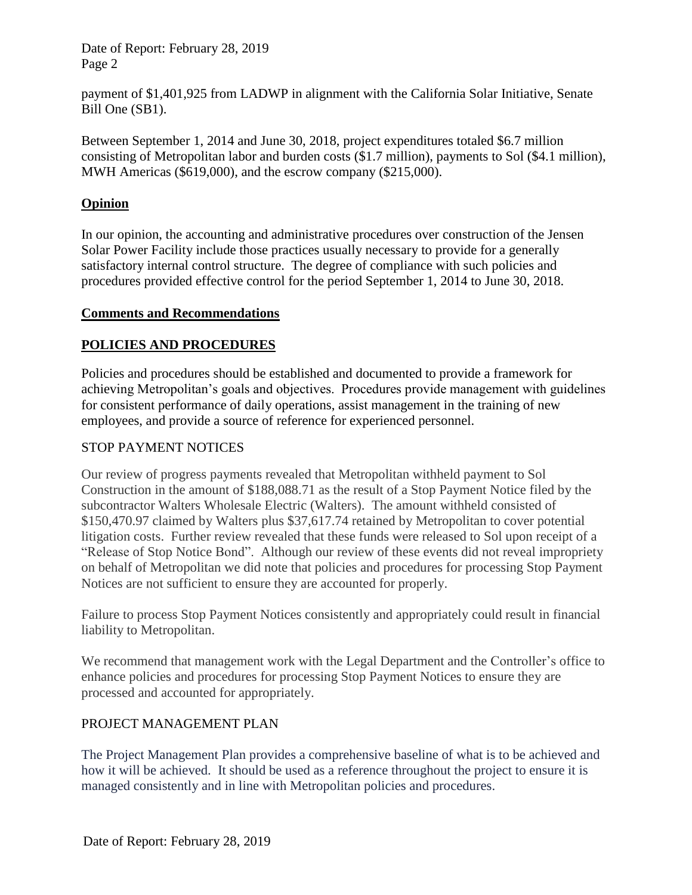payment of $1,401,925 from LADWP in alignment with the California Solar Initiative, Senate Bill One (SB1).

Between September 1, 2014 and June 30, 2018, project expenditures totaled $6.7 million consisting of Metropolitan labor and burden costs ($1.7 million), payments to Sol ($4.1 million), MWH Americas ($619,000), and the escrow company ($215,000).

## Opinion

In our opinion, the accounting and administrative procedures over construction of the Jensen Solar Power Facility include those practices usually necessary to provide for a generally satisfactory internal control structure. The degree of compliance with such policies and procedures provided effective control for the period September 1, 2014 to June 30, 2018.

## Comments and Recommendations

## POLICIES AND PROCEDURES

Policies and procedures should be established and documented to provide a framework for achieving Metropolitan's goals and objectives. Procedures provide management with guidelines for consistent performance of daily operations, assist management in the training of new employees, and provide a source of reference for experienced personnel.

### STOP PAYMENT NOTICES

Our review of progress payments revealed that Metropolitan withheld payment to Sol Construction in the amount of $188,088.71 as the result of a Stop Payment Notice filed by the subcontractor Walters Wholesale Electric (Walters). The amount withheld consisted of $150,470.97 claimed by Walters plus $37,617.74 retained by Metropolitan to cover potential litigation costs. Further review revealed that these funds were released to Sol upon receipt of a "Release of Stop Notice Bond". Although our review of these events did not reveal impropriety on behalf of Metropolitan we did note that policies and procedures for processing Stop Payment Notices are not sufficient to ensure they are accounted for properly.

Failure to process Stop Payment Notices consistently and appropriately could result in financial liability to Metropolitan.

We recommend that management work with the Legal Department and the Controller's office to enhance policies and procedures for processing Stop Payment Notices to ensure they are processed and accounted for appropriately.

### PROJECT MANAGEMENT PLAN

The Project Management Plan provides a comprehensive baseline of what is to be achieved and how it will be achieved. It should be used as a reference throughout the project to ensure it is managed consistently and in line with Metropolitan policies and procedures.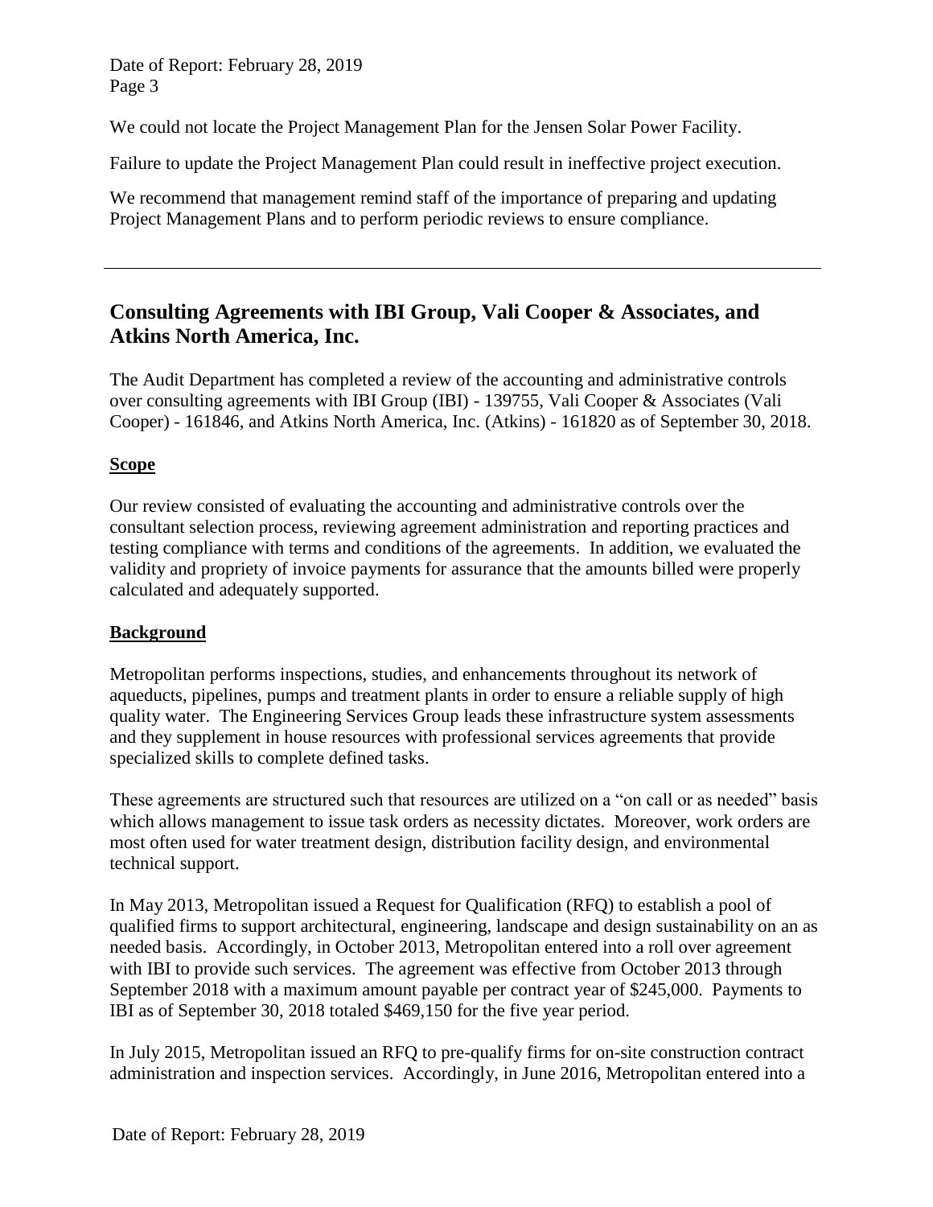We could not locate the Project Management Plan for the Jensen Solar Power Facility.

Failure to update the Project Management Plan could result in ineffective project execution.

We recommend that management remind staff of the importance of preparing and updating Project Management Plans and to perform periodic reviews to ensure compliance.

---

## Consulting Agreements with IBI Group, Vali Cooper & Associates, and Atkins North America, Inc.

The Audit Department has completed a review of the accounting and administrative controls over consulting agreements with IBI Group (IBI) - 139755, Vali Cooper & Associates (Vali Cooper) - 161846, and Atkins North America, Inc. (Atkins) - 161820 as of September 30, 2018.

### Scope

Our review consisted of evaluating the accounting and administrative controls over the consultant selection process, reviewing agreement administration and reporting practices and testing compliance with terms and conditions of the agreements. In addition, we evaluated the validity and propriety of invoice payments for assurance that the amounts billed were properly calculated and adequately supported.

### Background

Metropolitan performs inspections, studies, and enhancements throughout its network of aqueducts, pipelines, pumps and treatment plants in order to ensure a reliable supply of high quality water. The Engineering Services Group leads these infrastructure system assessments and they supplement in house resources with professional services agreements that provide specialized skills to complete defined tasks.

These agreements are structured such that resources are utilized on a "on call or as needed" basis which allows management to issue task orders as necessity dictates. Moreover, work orders are most often used for water treatment design, distribution facility design, and environmental technical support.

In May 2013, Metropolitan issued a Request for Qualification (RFQ) to establish a pool of qualified firms to support architectural, engineering, landscape and design sustainability on an as needed basis. Accordingly, in October 2013, Metropolitan entered into a roll over agreement with IBI to provide such services. The agreement was effective from October 2013 through September 2018 with a maximum amount payable per contract year of $245,000. Payments to IBI as of September 30, 2018 totaled $469,150 for the five year period.

In July 2015, Metropolitan issued an RFQ to pre-qualify firms for on-site construction contract administration and inspection services. Accordingly, in June 2016, Metropolitan entered into a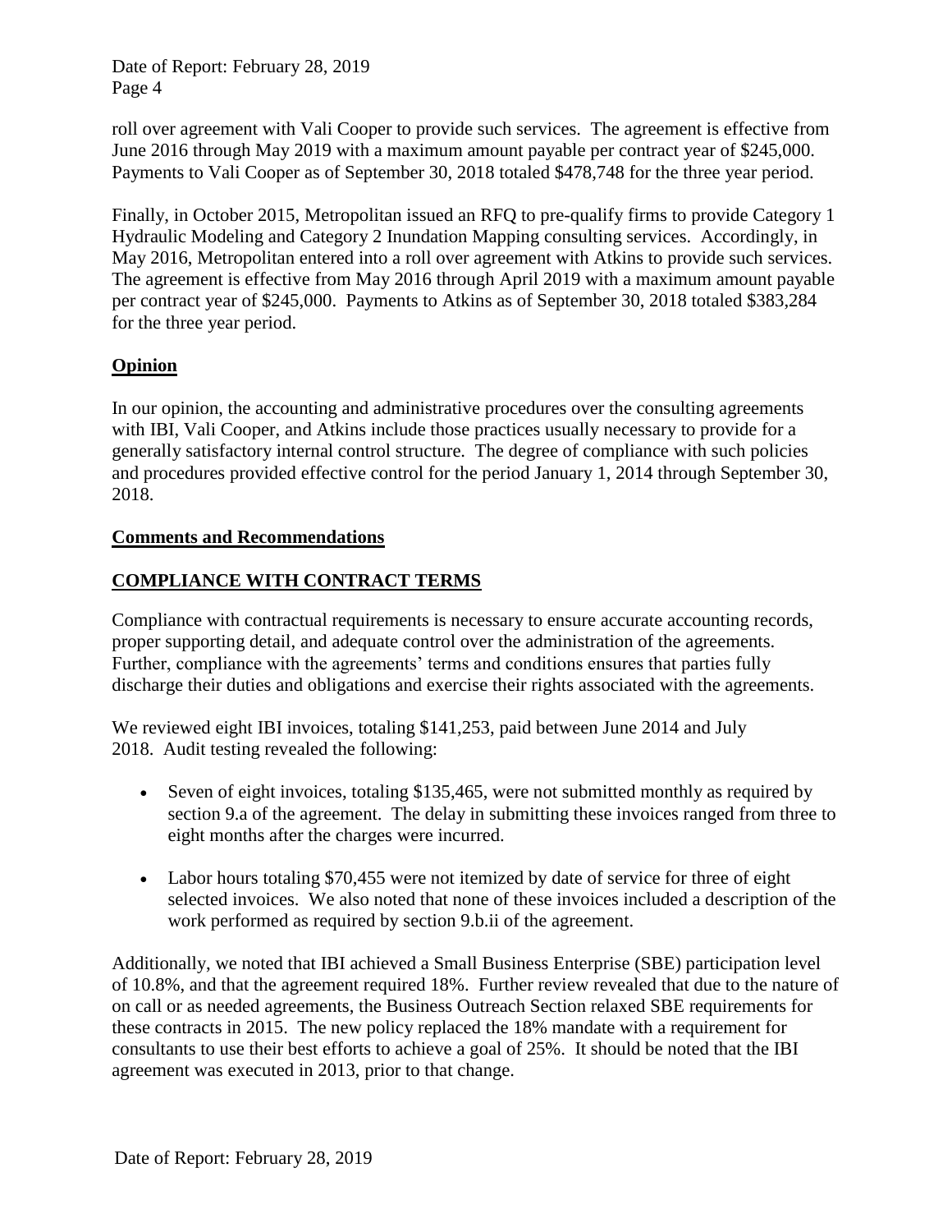roll over agreement with Vali Cooper to provide such services. The agreement is effective from June 2016 through May 2019 with a maximum amount payable per contract year of $245,000. Payments to Vali Cooper as of September 30, 2018 totaled $478,748 for the three year period.

Finally, in October 2015, Metropolitan issued an RFQ to pre-qualify firms to provide Category 1 Hydraulic Modeling and Category 2 Inundation Mapping consulting services. Accordingly, in May 2016, Metropolitan entered into a roll over agreement with Atkins to provide such services. The agreement is effective from May 2016 through April 2019 with a maximum amount payable per contract year of $245,000. Payments to Atkins as of September 30, 2018 totaled $383,284 for the three year period.

## Opinion

In our opinion, the accounting and administrative procedures over the consulting agreements with IBI, Vali Cooper, and Atkins include those practices usually necessary to provide for a generally satisfactory internal control structure. The degree of compliance with such policies and procedures provided effective control for the period January 1, 2014 through September 30, 2018.

## Comments and Recommendations

### COMPLIANCE WITH CONTRACT TERMS

Compliance with contractual requirements is necessary to ensure accurate accounting records, proper supporting detail, and adequate control over the administration of the agreements. Further, compliance with the agreements' terms and conditions ensures that parties fully discharge their duties and obligations and exercise their rights associated with the agreements.

We reviewed eight IBI invoices, totaling $141,253, paid between June 2014 and July 2018. Audit testing revealed the following:

- Seven of eight invoices, totaling $135,465, were not submitted monthly as required by section 9.a of the agreement. The delay in submitting these invoices ranged from three to eight months after the charges were incurred.
- Labor hours totaling $70,455 were not itemized by date of service for three of eight selected invoices. We also noted that none of these invoices included a description of the work performed as required by section 9.b.ii of the agreement.

Additionally, we noted that IBI achieved a Small Business Enterprise (SBE) participation level of 10.8%, and that the agreement required 18%. Further review revealed that due to the nature of on call or as needed agreements, the Business Outreach Section relaxed SBE requirements for these contracts in 2015. The new policy replaced the 18% mandate with a requirement for consultants to use their best efforts to achieve a goal of 25%. It should be noted that the IBI agreement was executed in 2013, prior to that change.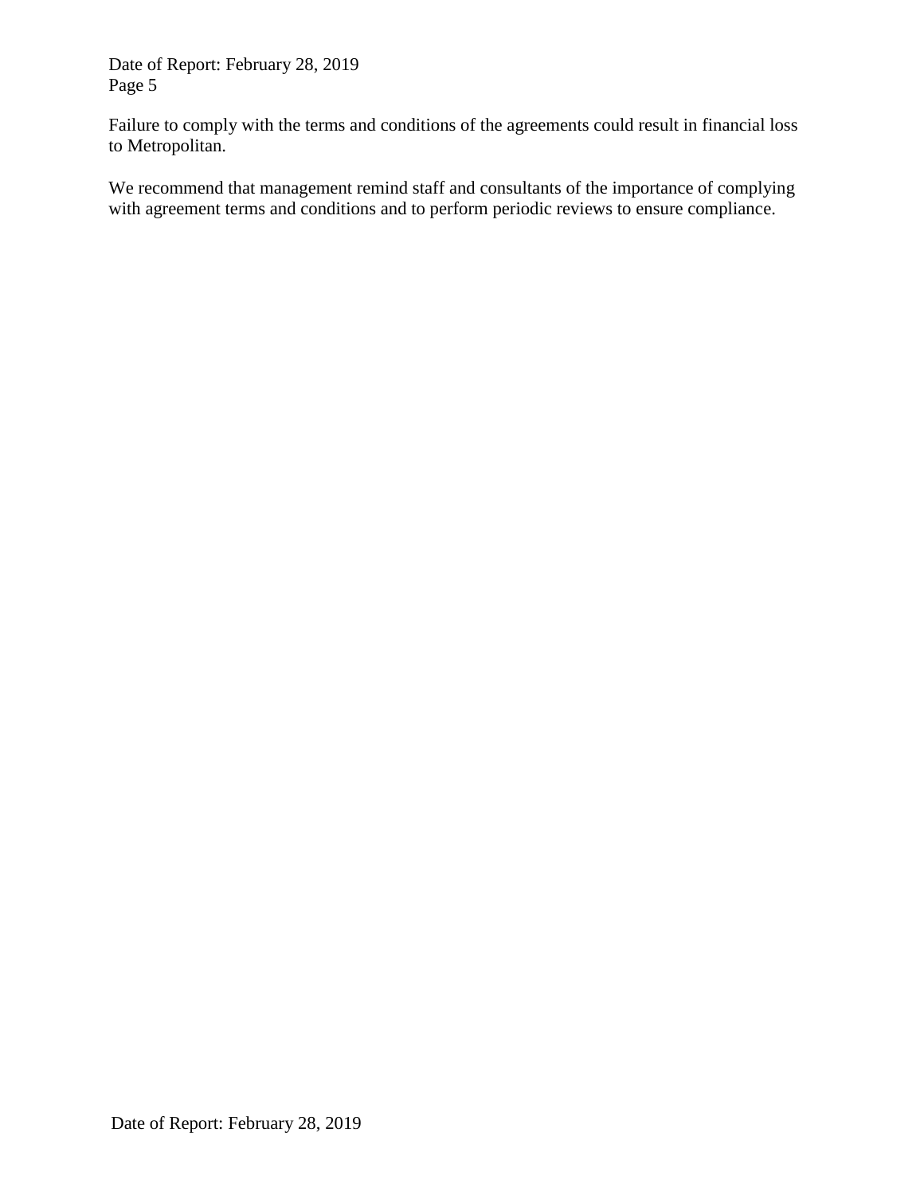Failure to comply with the terms and conditions of the agreements could result in financial loss to Metropolitan.

We recommend that management remind staff and consultants of the importance of complying with agreement terms and conditions and to perform periodic reviews to ensure compliance.